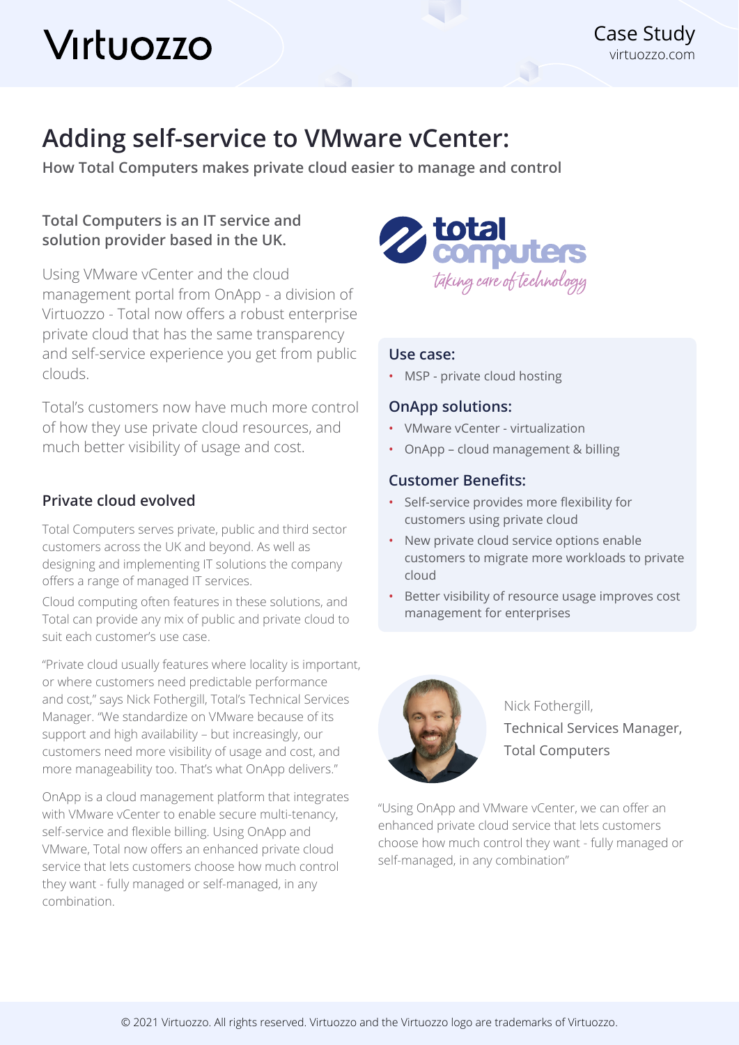# Adding self-service to VMware vCenter:

**How Total Computers makes private cloud easier to manage and control**

**Total Computers is an IT service and solution provider based in the UK.**

Using VMware vCenter and the cloud management portal from OnApp - a division of Virtuozzo - Total now offers a robust enterprise private cloud that has the same transparency and self-service experience you get from public clouds.

Total's customers now have much more control of how they use private cloud resources, and much better visibility of usage and cost.

## Private cloud evolved

Total Computers serves private, public and third sector customers across the UK and beyond. As well as designing and implementing IT solutions the company offers a range of managed IT services.

Cloud computing often features in these solutions, and Total can provide any mix of public and private cloud to suit each customer's use case.

"Private cloud usually features where locality is important, or where customers need predictable performance and cost," says Nick Fothergill, Total's Technical Services Manager. "We standardize on VMware because of its support and high availability – but increasingly, our customers need more visibility of usage and cost, and more manageability too. That's what OnApp delivers."

OnApp is a cloud management platform that integrates with VMware vCenter to enable secure multi-tenancy, self-service and flexible billing. Using OnApp and VMware, Total now offers an enhanced private cloud service that lets customers choose how much control they want - fully managed or self-managed, in any combination.

### Use case:

- MSP - private cloud hosting

### OnApp solutions:

- VMware vCenter - virtualization
- OnApp – cloud management & billing

### Customer Benefits:

- Self-service provides more flexibility for customers using private cloud
- New private cloud service options enable customers to migrate more workloads to private cloud
- Better visibility of resource usage improves cost management for enterprises

Nick Fothergill,
Technical Services Manager,
Total Computers

"Using OnApp and VMware vCenter, we can offer an enhanced private cloud service that lets customers choose how much control they want - fully managed or self-managed, in any combination"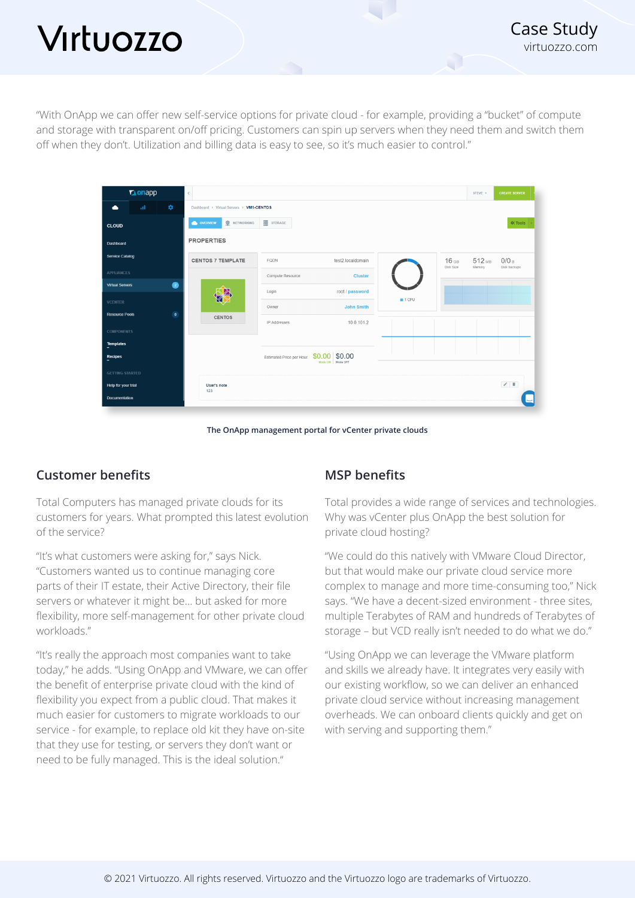"With OnApp we can offer new self-service options for private cloud - for example, providing a "bucket" of compute and storage with transparent on/off pricing. Customers can spin up servers when they need them and switch them off when they don't. Utilization and billing data is easy to see, so it's much easier to control."

The OnApp management portal for vCenter private clouds

## Customer benefits

Total Computers has managed private clouds for its customers for years. What prompted this latest evolution of the service?

"It's what customers were asking for," says Nick. "Customers wanted us to continue managing core parts of their IT estate, their Active Directory, their file servers or whatever it might be... but asked for more flexibility, more self-management for other private cloud workloads."

"It's really the approach most companies want to take today," he adds. "Using OnApp and VMware, we can offer the benefit of enterprise private cloud with the kind of flexibility you expect from a public cloud. That makes it much easier for customers to migrate workloads to our service - for example, to replace old kit they have on-site that they use for testing, or servers they don't want or need to be fully managed. This is the ideal solution."

## MSP benefits

Total provides a wide range of services and technologies. Why was vCenter plus OnApp the best solution for private cloud hosting?

"We could do this natively with VMware Cloud Director, but that would make our private cloud service more complex to manage and more time-consuming too," Nick says. "We have a decent-sized environment - three sites, multiple Terabytes of RAM and hundreds of Terabytes of storage – but VCD really isn't needed to do what we do."

"Using OnApp we can leverage the VMware platform and skills we already have. It integrates very easily with our existing workflow, so we can deliver an enhanced private cloud service without increasing management overheads. We can onboard clients quickly and get on with serving and supporting them."

© 2021 Virtuozzo. All rights reserved. Virtuozzo and the Virtuozzo logo are trademarks of Virtuozzo.